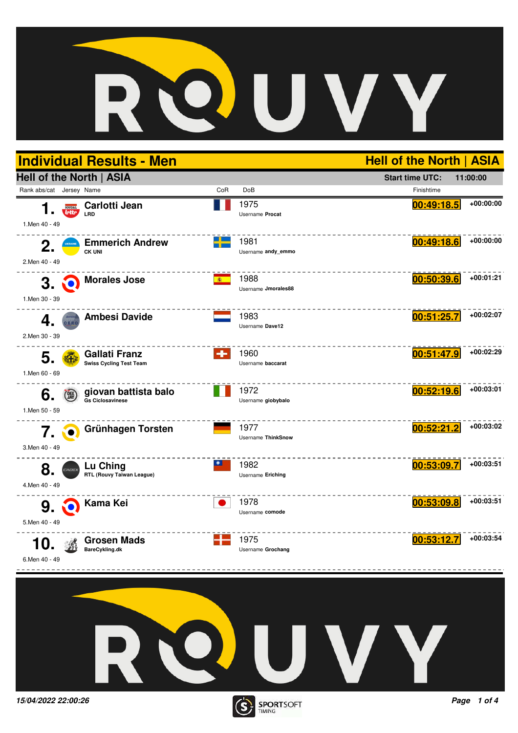# Individual Results - Men

**Hell of the North | ASIA**

## Hell of the North | ASIA

**Start time UTC:** 11:00:00

| Rank abs/cat | Jersey | Name | CoR | DoB | Finishtime | |
|---|---|---|---|---|---|---|
| 1. (1.Men 40 - 49) | | Carlotti Jean<br>LRD | | 1975<br>Username Procat | 00:49:18.5 | +00:00:00 |
| 2. (2.Men 40 - 49) | | Emmerich Andrew<br>CK UNI | | 1981<br>Username andy_emmo | 00:49:18.6 | +00:00:00 |
| 3. (1.Men 30 - 39) | | Morales Jose | | 1988<br>Username Jmorales88 | 00:50:39.6 | +00:01:21 |
| 4. (2.Men 30 - 39) | | Ambesi Davide | | 1983<br>Username Dave12 | 00:51:25.7 | +00:02:07 |
| 5. (1.Men 60 - 69) | | Gallati Franz<br>Swiss Cycling Test Team | | 1960<br>Username baccarat | 00:51:47.9 | +00:02:29 |
| 6. (1.Men 50 - 59) | | giovan battista balo<br>Gs Ciclosavinese | | 1972<br>Username giobybalo | 00:52:19.6 | +00:03:01 |
| 7. (3.Men 40 - 49) | | Grünhagen Torsten | | 1977<br>Username ThinkSnow | 00:52:21.2 | +00:03:02 |
| 8. (4.Men 40 - 49) | | Lu Ching<br>RTL (Rouvy Taiwan League) | | 1982<br>Username Eriching | 00:53:09.7 | +00:03:51 |
| 9. (5.Men 40 - 49) | | Kama Kei | | 1978<br>Username comode | 00:53:09.8 | +00:03:51 |
| 10. (6.Men 40 - 49) | | Grosen Mads<br>BareCykling.dk | | 1975<br>Username Grochang | 00:53:12.7 | +00:03:54 |

*15/04/2022 22:00:26*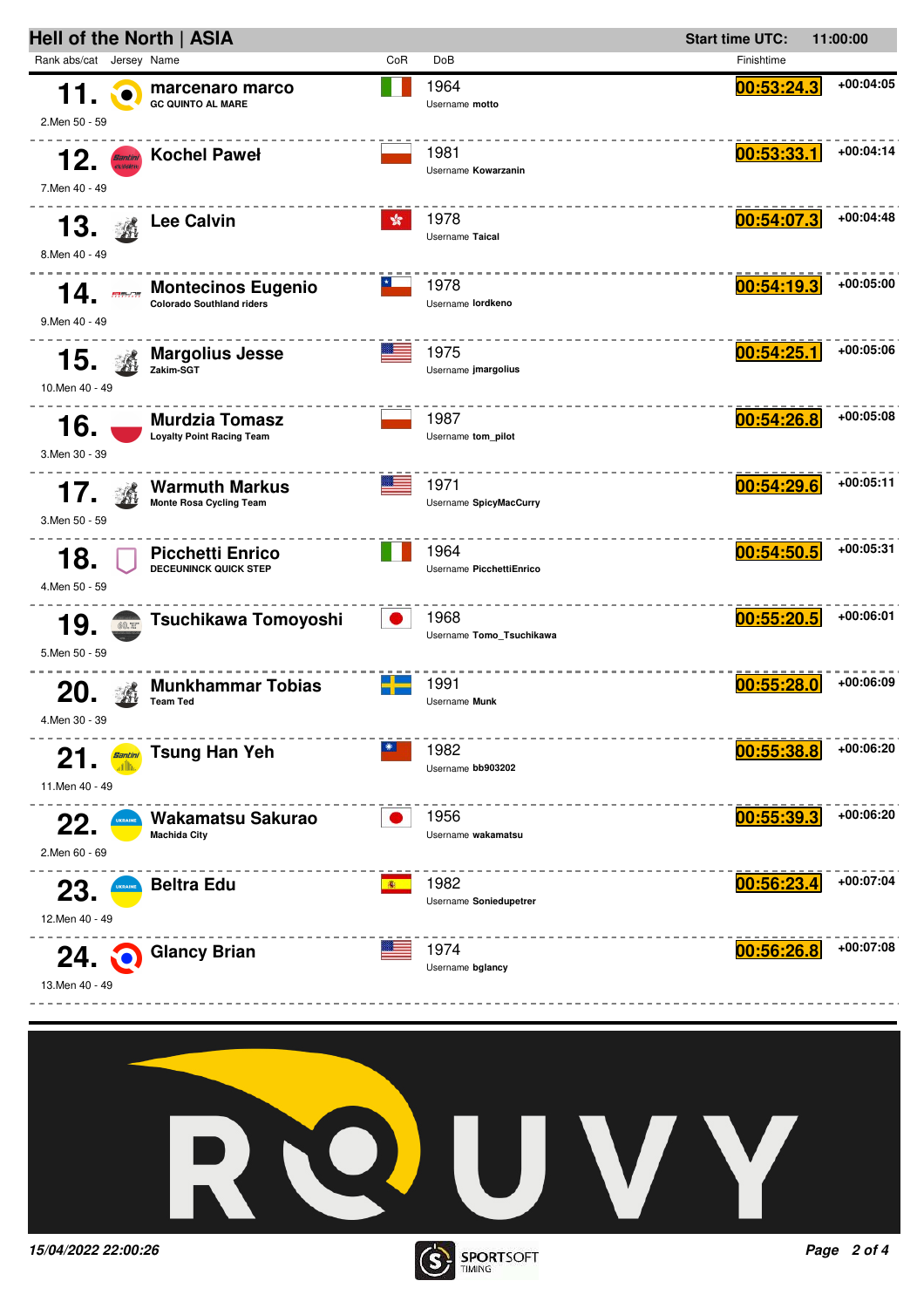## Hell of the North | ASIA

**Start time UTC:** 11:00:00

| Rank abs/cat | Jersey | Name | CoR | DoB | Finishtime | |
|---|---|---|---|---|---|---|
| **11.** 2.Men 50 - 59 | | **marcenaro marco** GC QUINTO AL MARE | | 1964 Username **motto** | 00:53:24.3 | +00:04:05 |
| **12.** 7.Men 40 - 49 | | **Kochel Paweł** | | 1981 Username **Kowarzanin** | 00:53:33.1 | +00:04:14 |
| **13.** 8.Men 40 - 49 | | **Lee Calvin** | | 1978 Username **Taical** | 00:54:07.3 | +00:04:48 |
| **14.** 9.Men 40 - 49 | | **Montecinos Eugenio** Colorado Southland riders | | 1978 Username **lordkeno** | 00:54:19.3 | +00:05:00 |
| **15.** 10.Men 40 - 49 | | **Margolius Jesse** Zakim-SGT | | 1975 Username **jmargolius** | 00:54:25.1 | +00:05:06 |
| **16.** 3.Men 30 - 39 | | **Murdzia Tomasz** Loyalty Point Racing Team | | 1987 Username **tom_pilot** | 00:54:26.8 | +00:05:08 |
| **17.** 3.Men 50 - 59 | | **Warmuth Markus** Monte Rosa Cycling Team | | 1971 Username **SpicyMacCurry** | 00:54:29.6 | +00:05:11 |
| **18.** 4.Men 50 - 59 | | **Picchetti Enrico** DECEUNINCK QUICK STEP | | 1964 Username **PicchettiEnrico** | 00:54:50.5 | +00:05:31 |
| **19.** 5.Men 50 - 59 | | **Tsuchikawa Tomoyoshi** | | 1968 Username **Tomo_Tsuchikawa** | 00:55:20.5 | +00:06:01 |
| **20.** 4.Men 30 - 39 | | **Munkhammar Tobias** Team Ted | | 1991 Username **Munk** | 00:55:28.0 | +00:06:09 |
| **21.** 11.Men 40 - 49 | | **Tsung Han Yeh** | | 1982 Username **bb903202** | 00:55:38.8 | +00:06:20 |
| **22.** 2.Men 60 - 69 | | **Wakamatsu Sakurao** Machida City | | 1956 Username **wakamatsu** | 00:55:39.3 | +00:06:20 |
| **23.** 12.Men 40 - 49 | | **Beltra Edu** | | 1982 Username **Soniedupetrer** | 00:56:23.4 | +00:07:04 |
| **24.** 13.Men 40 - 49 | | **Glancy Brian** | | 1974 Username **bglancy** | 00:56:26.8 | +00:07:08 |

*15/04/2022 22:00:26*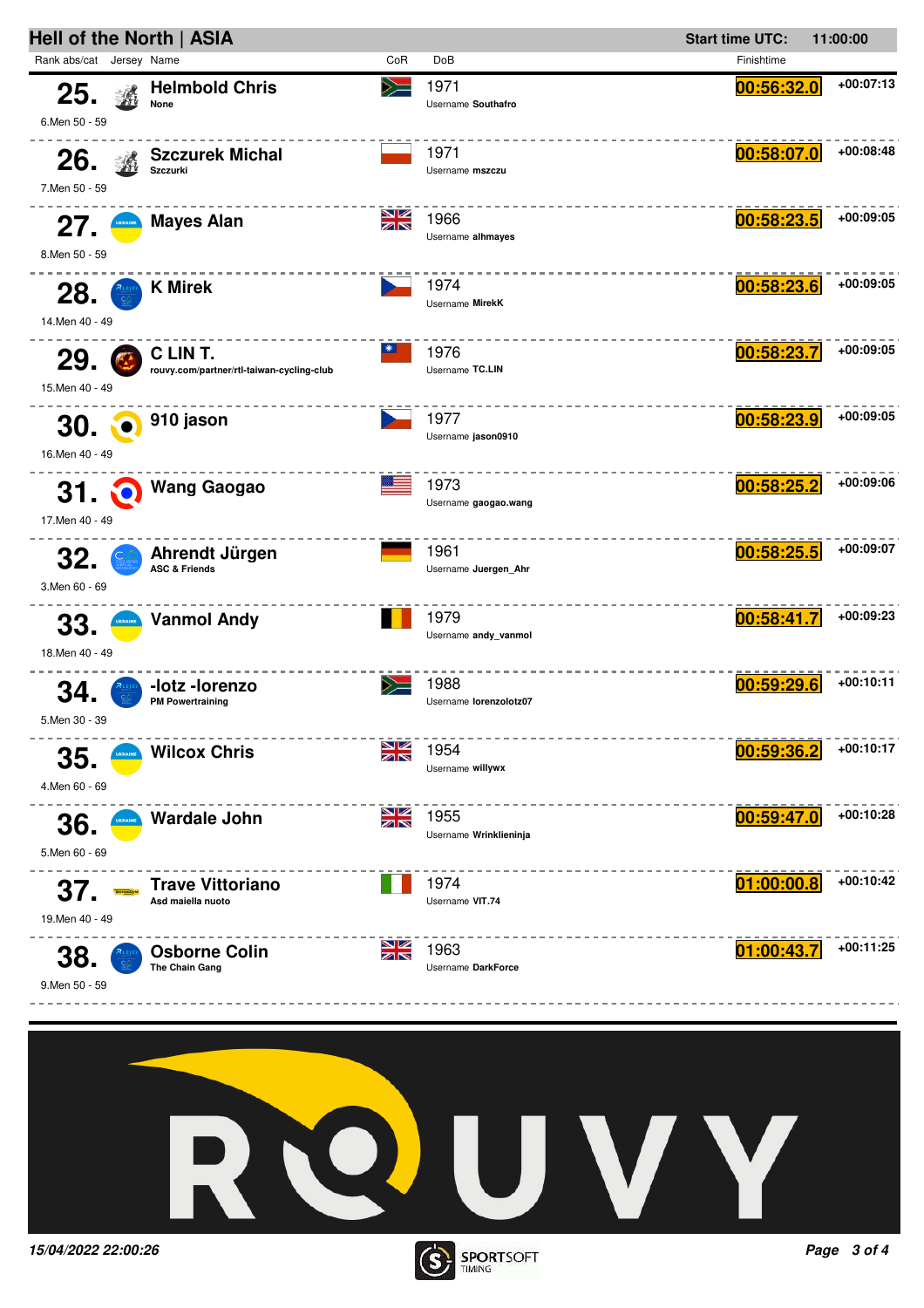## Hell of the North | ASIA

**Start time UTC:** 11:00:00

| Rank abs/cat | Jersey | Name | CoR | DoB | Finishtime | |
|---|---|---|---|---|---|---|
| **25.** 6.Men 50 - 59 | | **Helmbold Chris** None | | 1971 Username **Southafro** | 00:56:32.0 | +00:07:13 |
| **26.** 7.Men 50 - 59 | | **Szczurek Michal** Szczurki | | 1971 Username **mszczu** | 00:58:07.0 | +00:08:48 |
| **27.** 8.Men 50 - 59 | | **Mayes Alan** | | 1966 Username **alhmayes** | 00:58:23.5 | +00:09:05 |
| **28.** 14.Men 40 - 49 | | **K Mirek** | | 1974 Username **MirekK** | 00:58:23.6 | +00:09:05 |
| **29.** 15.Men 40 - 49 | | **C LIN T.** rouvy.com/partner/rtl-taiwan-cycling-club | | 1976 Username **TC.LIN** | 00:58:23.7 | +00:09:05 |
| **30.** 16.Men 40 - 49 | | **910 jason** | | 1977 Username **jason0910** | 00:58:23.9 | +00:09:05 |
| **31.** 17.Men 40 - 49 | | **Wang Gaogao** | | 1973 Username **gaogao.wang** | 00:58:25.2 | +00:09:06 |
| **32.** 3.Men 60 - 69 | | **Ahrendt Jürgen** ASC & Friends | | 1961 Username **Juergen_Ahr** | 00:58:25.5 | +00:09:07 |
| **33.** 18.Men 40 - 49 | | **Vanmol Andy** | | 1979 Username **andy_vanmol** | 00:58:41.7 | +00:09:23 |
| **34.** 5.Men 30 - 39 | | **-lotz -lorenzo** PM Powertraining | | 1988 Username **lorenzolotz07** | 00:59:29.6 | +00:10:11 |
| **35.** 4.Men 60 - 69 | | **Wilcox Chris** | | 1954 Username **willywx** | 00:59:36.2 | +00:10:17 |
| **36.** 5.Men 60 - 69 | | **Wardale John** | | 1955 Username **Wrinklieninja** | 00:59:47.0 | +00:10:28 |
| **37.** 19.Men 40 - 49 | | **Trave Vittoriano** Asd maiella nuoto | | 1974 Username **VIT.74** | 01:00:00.8 | +00:10:42 |
| **38.** 9.Men 50 - 59 | | **Osborne Colin** The Chain Gang | | 1963 Username **DarkForce** | 01:00:43.7 | +00:11:25 |

ROUVY

*15/04/2022 22:00:26*

SPORTSOFT TIMING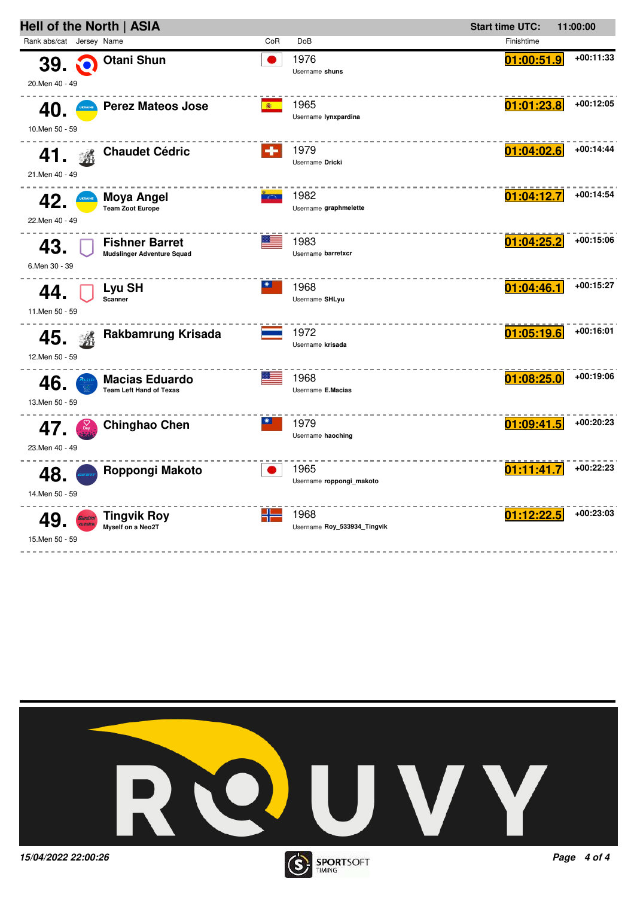# Hell of the North | ASIA

**Start time UTC:** 11:00:00

| Rank abs/cat | Jersey | Name | CoR | DoB | Finishtime | |
|---|---|---|---|---|---|---|
| **39.** 20.Men 40 - 49 | | **Otani Shun** | | 1976 Username **shuns** | **01:00:51.9** | **+00:11:33** |
| **40.** 10.Men 50 - 59 | | **Perez Mateos Jose** | | 1965 Username **lynxpardina** | **01:01:23.8** | **+00:12:05** |
| **41.** 21.Men 40 - 49 | | **Chaudet Cédric** | | 1979 Username **Dricki** | **01:04:02.6** | **+00:14:44** |
| **42.** 22.Men 40 - 49 | | **Moya Angel** Team Zoot Europe | | 1982 Username **graphmelette** | **01:04:12.7** | **+00:14:54** |
| **43.** 6.Men 30 - 39 | | **Fishner Barret** Mudslinger Adventure Squad | | 1983 Username **barretxcr** | **01:04:25.2** | **+00:15:06** |
| **44.** 11.Men 50 - 59 | | **Lyu SH** Scanner | | 1968 Username **SHLyu** | **01:04:46.1** | **+00:15:27** |
| **45.** 12.Men 50 - 59 | | **Rakbamrung Krisada** | | 1972 Username **krisada** | **01:05:19.6** | **+00:16:01** |
| **46.** 13.Men 50 - 59 | | **Macias Eduardo** Team Left Hand of Texas | | 1968 Username **E.Macias** | **01:08:25.0** | **+00:19:06** |
| **47.** 23.Men 40 - 49 | | **Chinghao Chen** | | 1979 Username **haoching** | **01:09:41.5** | **+00:20:23** |
| **48.** 14.Men 50 - 59 | | **Roppongi Makoto** | | 1965 Username **roppongi_makoto** | **01:11:41.7** | **+00:22:23** |
| **49.** 15.Men 50 - 59 | | **Tingvik Roy** Myself on a Neo2T | | 1968 Username **Roy_533934_Tingvik** | **01:12:22.5** | **+00:23:03** |

*15/04/2022 22:00:26*